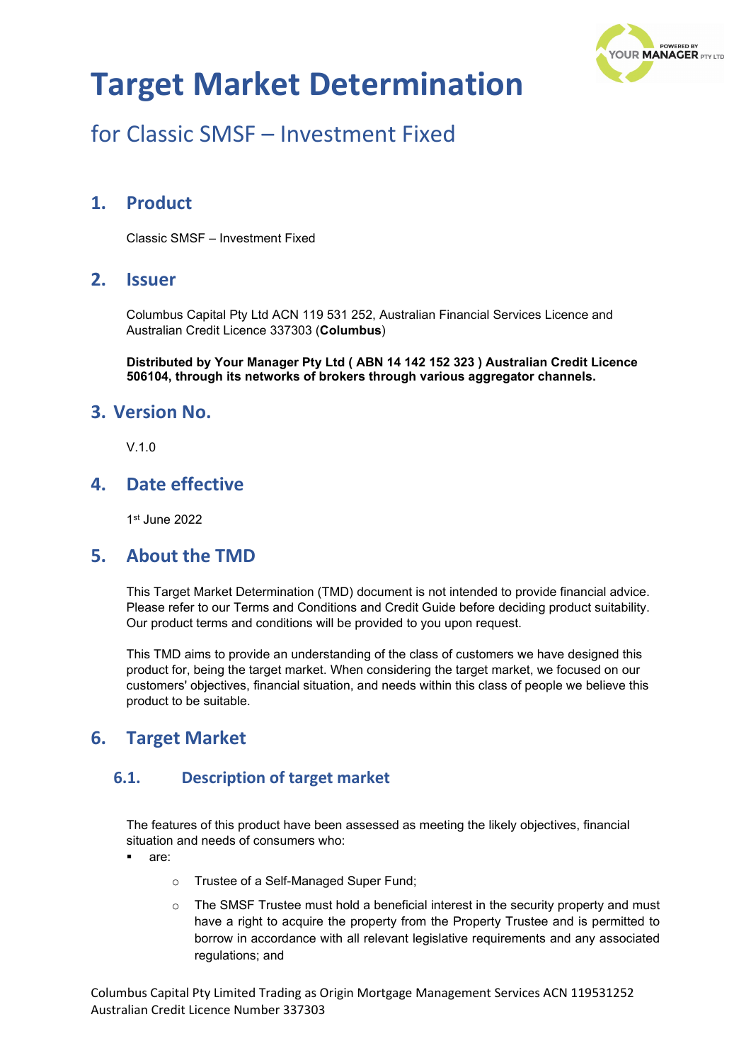# Target Market Determination

## for Classic SMSF – Investment Fixed

## 1. Product

Classic SMSF – Investment Fixed

## 2. Issuer

Columbus Capital Pty Ltd ACN 119 531 252, Australian Financial Services Licence and Australian Credit Licence 337303 (**Columbus**)

**Distributed by Your Manager Pty Ltd ( ABN 14 142 152 323 ) Australian Credit Licence 506104, through its networks of brokers through various aggregator channels.**

## 3. Version No.

V.1.0

## 4. Date effective

1st June 2022

## 5. About the TMD

This Target Market Determination (TMD) document is not intended to provide financial advice. Please refer to our Terms and Conditions and Credit Guide before deciding product suitability. Our product terms and conditions will be provided to you upon request.

This TMD aims to provide an understanding of the class of customers we have designed this product for, being the target market. When considering the target market, we focused on our customers' objectives, financial situation, and needs within this class of people we believe this product to be suitable.

## 6. Target Market

### 6.1. Description of target market

The features of this product have been assessed as meeting the likely objectives, financial situation and needs of consumers who:

- are:
  - Trustee of a Self-Managed Super Fund;
  - The SMSF Trustee must hold a beneficial interest in the security property and must have a right to acquire the property from the Property Trustee and is permitted to borrow in accordance with all relevant legislative requirements and any associated regulations; and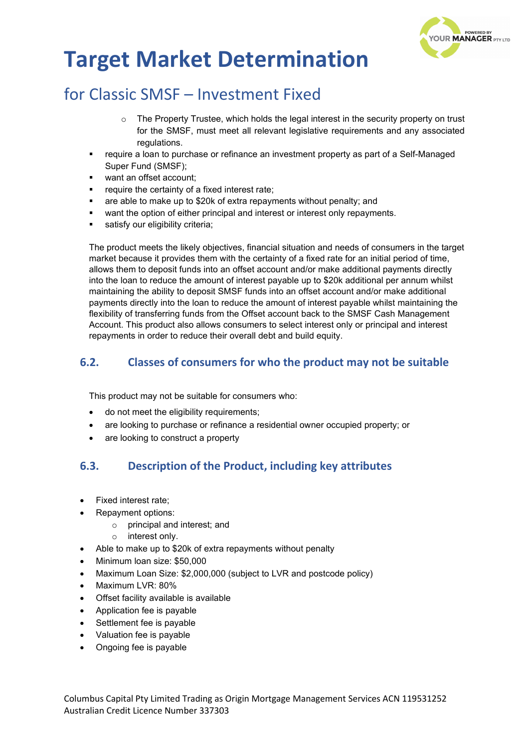# Target Market Determination

## for Classic SMSF – Investment Fixed

- The Property Trustee, which holds the legal interest in the security property on trust for the SMSF, must meet all relevant legislative requirements and any associated regulations.

- require a loan to purchase or refinance an investment property as part of a Self-Managed Super Fund (SMSF);
- want an offset account;
- require the certainty of a fixed interest rate;
- are able to make up to $20k of extra repayments without penalty; and
- want the option of either principal and interest or interest only repayments.
- satisfy our eligibility criteria;

The product meets the likely objectives, financial situation and needs of consumers in the target market because it provides them with the certainty of a fixed rate for an initial period of time, allows them to deposit funds into an offset account and/or make additional payments directly into the loan to reduce the amount of interest payable up to $20k additional per annum whilst maintaining the ability to deposit SMSF funds into an offset account and/or make additional payments directly into the loan to reduce the amount of interest payable whilst maintaining the flexibility of transferring funds from the Offset account back to the SMSF Cash Management Account. This product also allows consumers to select interest only or principal and interest repayments in order to reduce their overall debt and build equity.

### 6.2. Classes of consumers for who the product may not be suitable

This product may not be suitable for consumers who:

- do not meet the eligibility requirements;
- are looking to purchase or refinance a residential owner occupied property; or
- are looking to construct a property

### 6.3. Description of the Product, including key attributes

- Fixed interest rate;
- Repayment options:
  - principal and interest; and
  - interest only.
- Able to make up to $20k of extra repayments without penalty
- Minimum loan size: $50,000
- Maximum Loan Size: $2,000,000 (subject to LVR and postcode policy)
- Maximum LVR: 80%
- Offset facility available is available
- Application fee is payable
- Settlement fee is payable
- Valuation fee is payable
- Ongoing fee is payable

Columbus Capital Pty Limited Trading as Origin Mortgage Management Services ACN 119531252
Australian Credit Licence Number 337303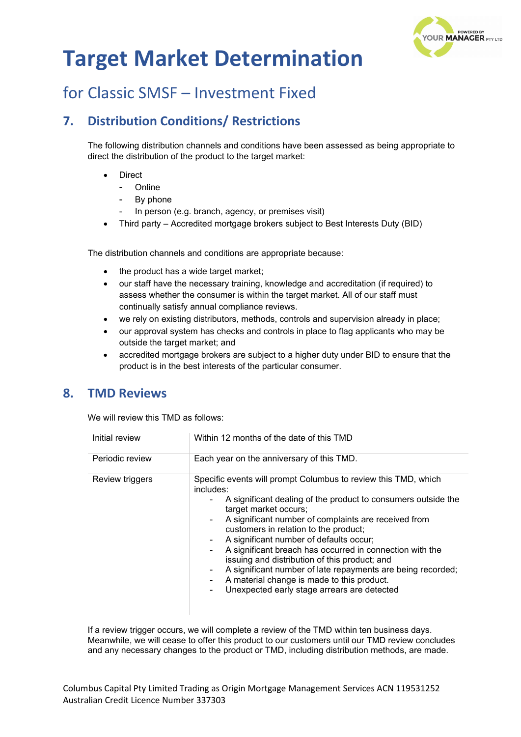# Target Market Determination

## for Classic SMSF – Investment Fixed

## 7. Distribution Conditions/ Restrictions

The following distribution channels and conditions have been assessed as being appropriate to direct the distribution of the product to the target market:

- Direct
  - Online
  - By phone
  - In person (e.g. branch, agency, or premises visit)
- Third party – Accredited mortgage brokers subject to Best Interests Duty (BID)

The distribution channels and conditions are appropriate because:

- the product has a wide target market;
- our staff have the necessary training, knowledge and accreditation (if required) to assess whether the consumer is within the target market. All of our staff must continually satisfy annual compliance reviews.
- we rely on existing distributors, methods, controls and supervision already in place;
- our approval system has checks and controls in place to flag applicants who may be outside the target market; and
- accredited mortgage brokers are subject to a higher duty under BID to ensure that the product is in the best interests of the particular consumer.

## 8. TMD Reviews

We will review this TMD as follows:

| | |
|---|---|
| Initial review | Within 12 months of the date of this TMD |
| Periodic review | Each year on the anniversary of this TMD. |
| Review triggers | Specific events will prompt Columbus to review this TMD, which includes:<br>- A significant dealing of the product to consumers outside the target market occurs;<br>- A significant number of complaints are received from customers in relation to the product;<br>- A significant number of defaults occur;<br>- A significant breach has occurred in connection with the issuing and distribution of this product; and<br>- A significant number of late repayments are being recorded;<br>- A material change is made to this product.<br>- Unexpected early stage arrears are detected |

If a review trigger occurs, we will complete a review of the TMD within ten business days. Meanwhile, we will cease to offer this product to our customers until our TMD review concludes and any necessary changes to the product or TMD, including distribution methods, are made.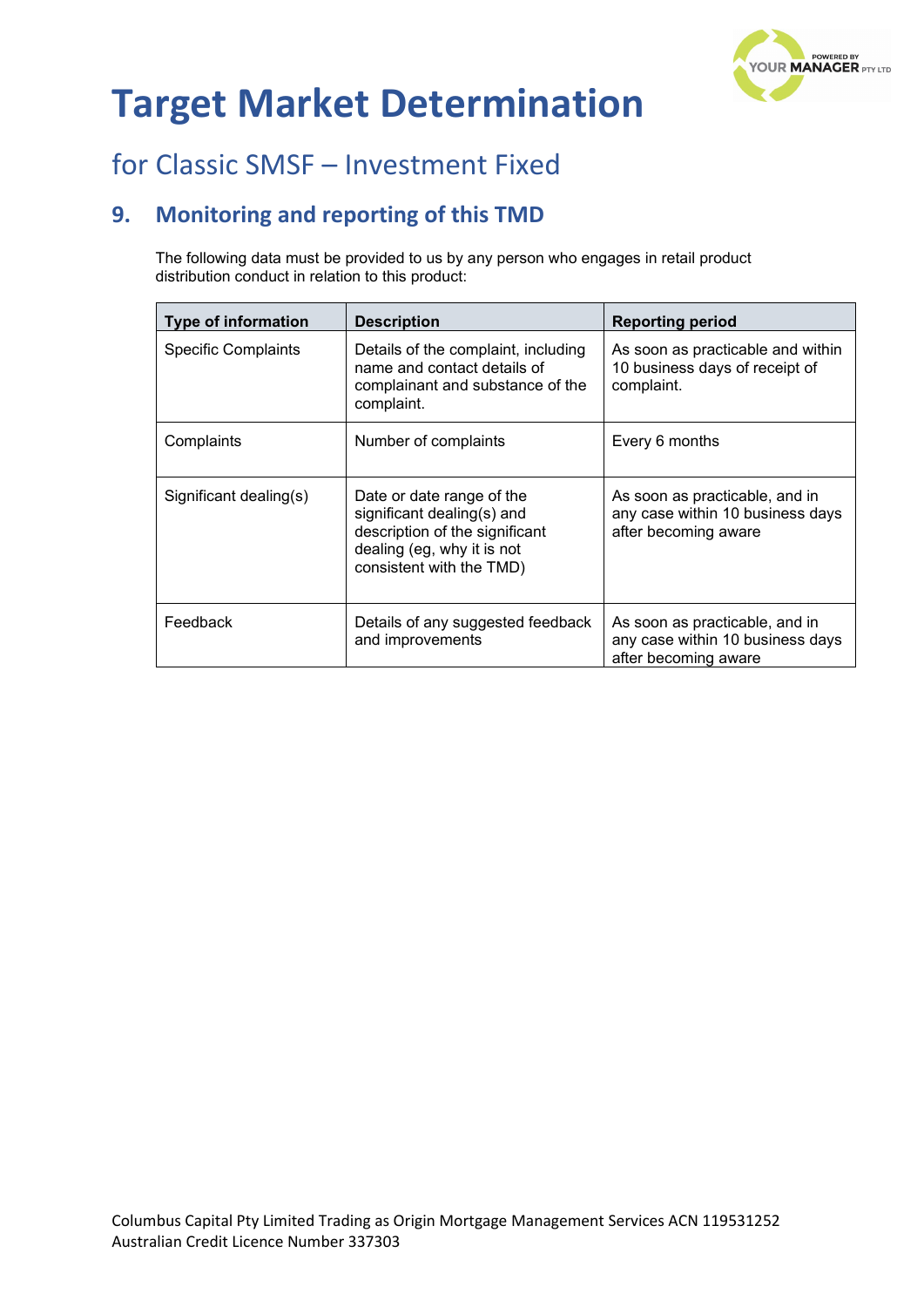# Target Market Determination

## for Classic SMSF – Investment Fixed

## 9. Monitoring and reporting of this TMD

The following data must be provided to us by any person who engages in retail product distribution conduct in relation to this product:

| Type of information | Description | Reporting period |
|---|---|---|
| Specific Complaints | Details of the complaint, including name and contact details of complainant and substance of the complaint. | As soon as practicable and within 10 business days of receipt of complaint. |
| Complaints | Number of complaints | Every 6 months |
| Significant dealing(s) | Date or date range of the significant dealing(s) and description of the significant dealing (eg, why it is not consistent with the TMD) | As soon as practicable, and in any case within 10 business days after becoming aware |
| Feedback | Details of any suggested feedback and improvements | As soon as practicable, and in any case within 10 business days after becoming aware |